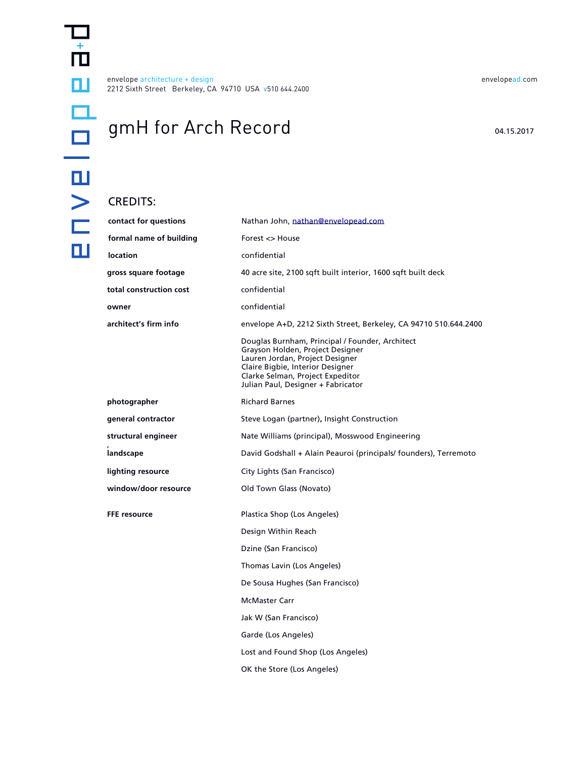envelope architecture + design
2212 Sixth Street Berkeley, CA 94710 USA v510 644.2400

envelopead.com

# gmH for Arch Record

04.15.2017

## CREDITS:

| | |
|---|---|
| **contact for questions** | Nathan John, nathan@envelopead.com |
| **formal name of building** | Forest <> House |
| **location** | confidential |
| **gross square footage** | 40 acre site, 2100 sqft built interior, 1600 sqft built deck |
| **total construction cost** | confidential |
| **owner** | confidential |
| **architect's firm info** | envelope A+D, 2212 Sixth Street, Berkeley, CA 94710 510.644.2400 |
| | Douglas Burnham, Principal / Founder, Architect<br>Grayson Holden, Project Designer<br>Lauren Jordan, Project Designer<br>Claire Bigbie, Interior Designer<br>Clarke Selman, Project Expeditor<br>Julian Paul, Designer + Fabricator |
| **photographer** | Richard Barnes |
| **general contractor** | Steve Logan (partner), Insight Construction |
| **structural engineer** | Nate Williams (principal), Mosswood Engineering |
| **landscape** | David Godshall + Alain Peauroi (principals/ founders), Terremoto |
| **lighting resource** | City Lights (San Francisco) |
| **window/door resource** | Old Town Glass (Novato) |
| **FFE resource** | Plastica Shop (Los Angeles) |
| | Design Within Reach |
| | Dzine (San Francisco) |
| | Thomas Lavin (Los Angeles) |
| | De Sousa Hughes (San Francisco) |
| | McMaster Carr |
| | Jak W (San Francisco) |
| | Garde (Los Angeles) |
| | Lost and Found Shop (Los Angeles) |
| | OK the Store (Los Angeles) |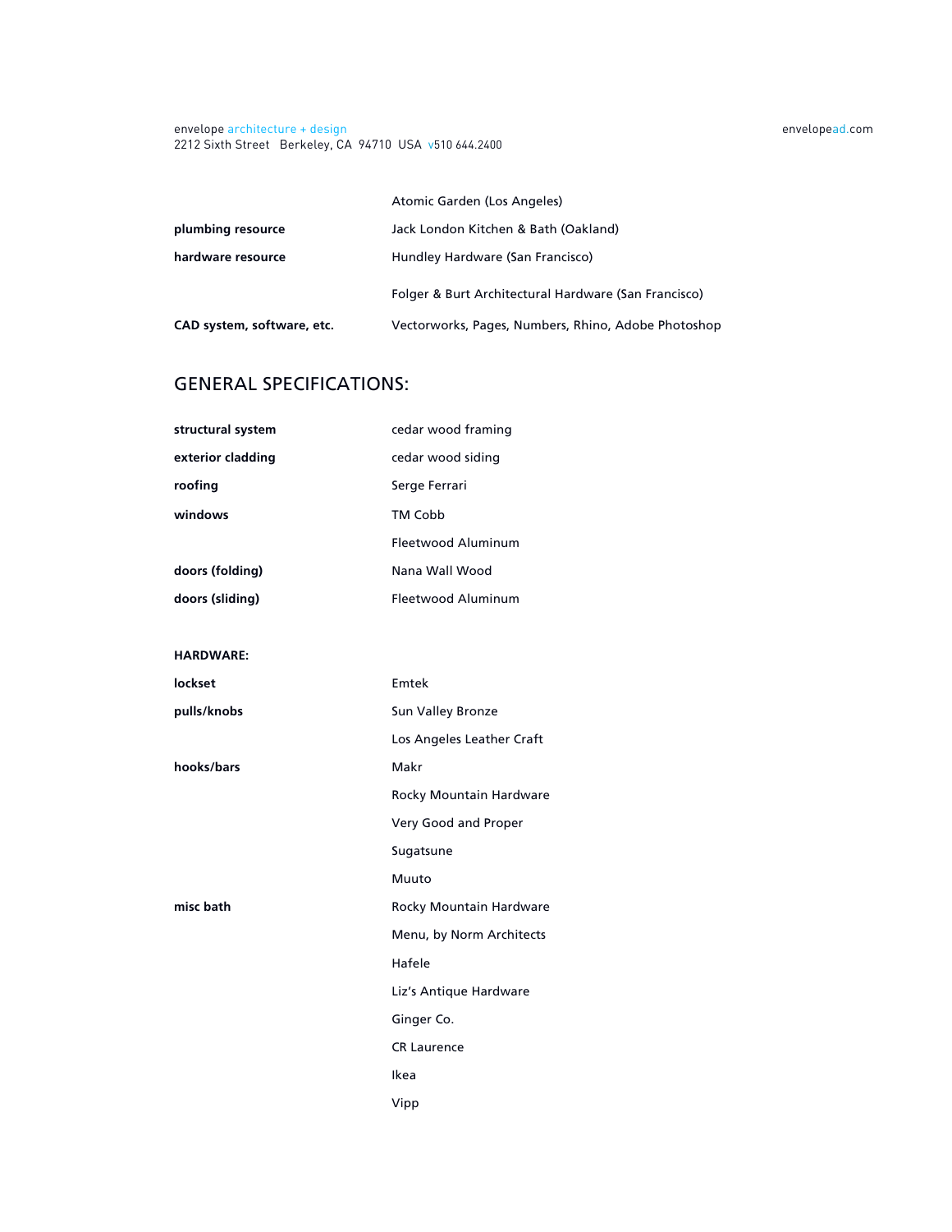| | |
|---|---|
| | Atomic Garden (Los Angeles) |
| **plumbing resource** | Jack London Kitchen & Bath (Oakland) |
| **hardware resource** | Hundley Hardware (San Francisco) |
| | Folger & Burt Architectural Hardware (San Francisco) |
| **CAD system, software, etc.** | Vectorworks, Pages, Numbers, Rhino, Adobe Photoshop |

## GENERAL SPECIFICATIONS:

| | |
|---|---|
| **structural system** | cedar wood framing |
| **exterior cladding** | cedar wood siding |
| **roofing** | Serge Ferrari |
| **windows** | TM Cobb |
| | Fleetwood Aluminum |
| **doors (folding)** | Nana Wall Wood |
| **doors (sliding)** | Fleetwood Aluminum |

**HARDWARE:**

| | |
|---|---|
| **lockset** | Emtek |
| **pulls/knobs** | Sun Valley Bronze |
| | Los Angeles Leather Craft |
| **hooks/bars** | Makr |
| | Rocky Mountain Hardware |
| | Very Good and Proper |
| | Sugatsune |
| | Muuto |
| **misc bath** | Rocky Mountain Hardware |
| | Menu, by Norm Architects |
| | Hafele |
| | Liz's Antique Hardware |
| | Ginger Co. |
| | CR Laurence |
| | Ikea |
| | Vipp |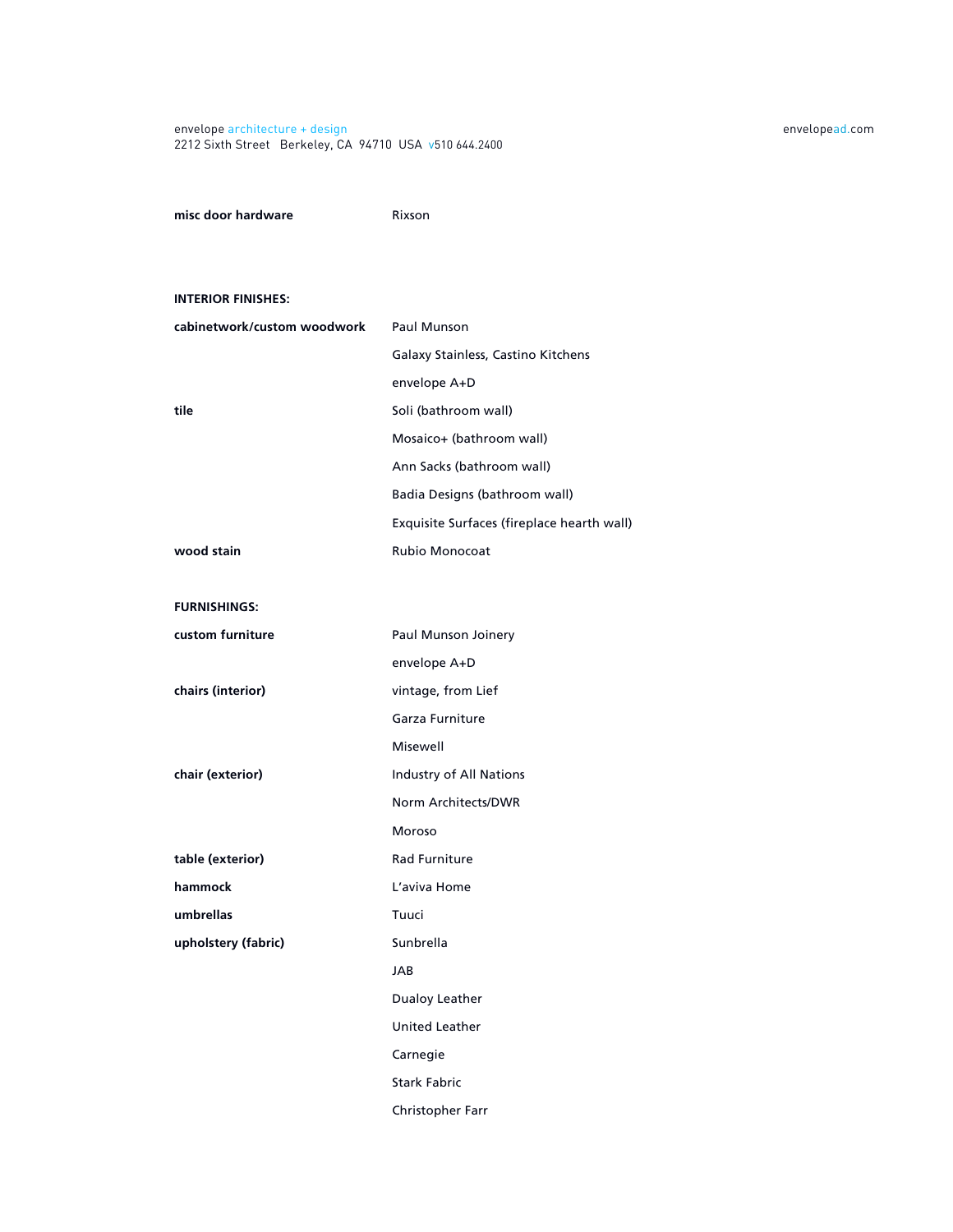| | |
|---|---|
| **misc door hardware** | Rixson |

**INTERIOR FINISHES:**

| | |
|---|---|
| **cabinetwork/custom woodwork** | Paul Munson |
| | Galaxy Stainless, Castino Kitchens |
| | envelope A+D |
| **tile** | Soli (bathroom wall) |
| | Mosaico+ (bathroom wall) |
| | Ann Sacks (bathroom wall) |
| | Badia Designs (bathroom wall) |
| | Exquisite Surfaces (fireplace hearth wall) |
| **wood stain** | Rubio Monocoat |

**FURNISHINGS:**

| | |
|---|---|
| **custom furniture** | Paul Munson Joinery |
| | envelope A+D |
| **chairs (interior)** | vintage, from Lief |
| | Garza Furniture |
| | Misewell |
| **chair (exterior)** | Industry of All Nations |
| | Norm Architects/DWR |
| | Moroso |
| **table (exterior)** | Rad Furniture |
| **hammock** | L'aviva Home |
| **umbrellas** | Tuuci |
| **upholstery (fabric)** | Sunbrella |
| | JAB |
| | Dualoy Leather |
| | United Leather |
| | Carnegie |
| | Stark Fabric |
| | Christopher Farr |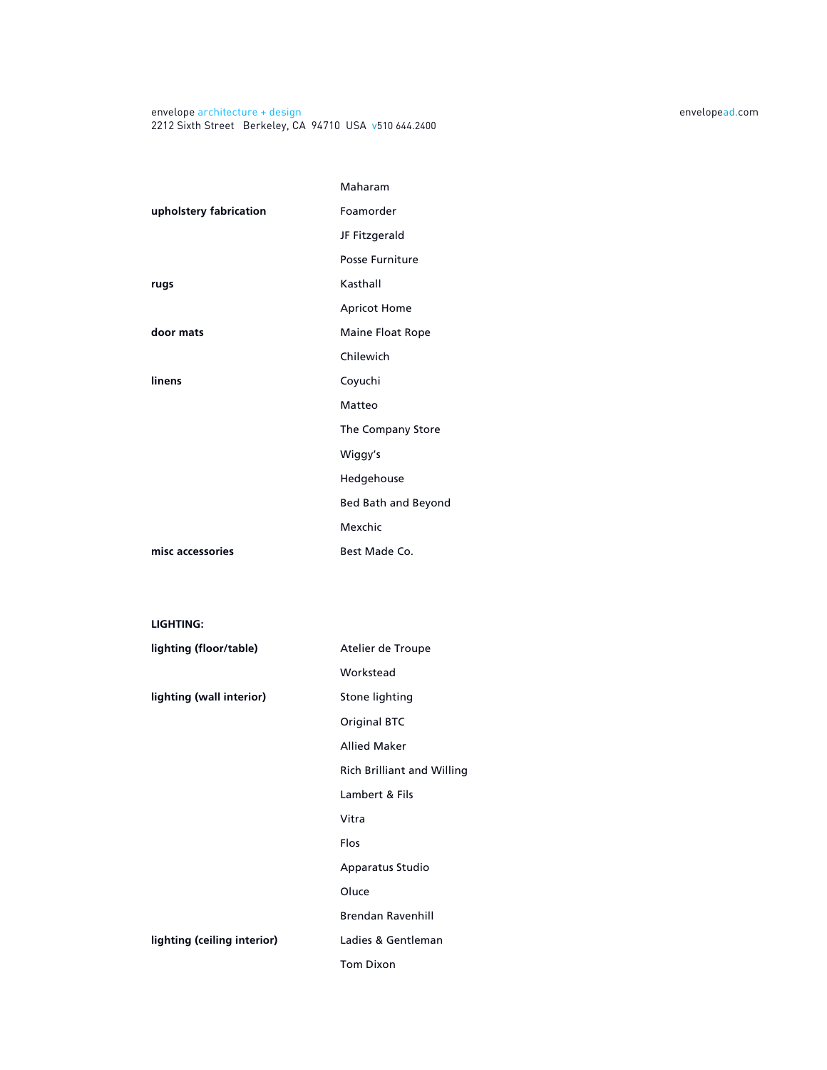| | |
|---|---|
| | Maharam |
| **upholstery fabrication** | Foamorder |
| | JF Fitzgerald |
| | Posse Furniture |
| **rugs** | Kasthall |
| | Apricot Home |
| **door mats** | Maine Float Rope |
| | Chilewich |
| **linens** | Coyuchi |
| | Matteo |
| | The Company Store |
| | Wiggy's |
| | Hedgehouse |
| | Bed Bath and Beyond |
| | Mexchic |
| **misc accessories** | Best Made Co. |

**LIGHTING:**

| | |
|---|---|
| **lighting (floor/table)** | Atelier de Troupe |
| | Workstead |
| **lighting (wall interior)** | Stone lighting |
| | Original BTC |
| | Allied Maker |
| | Rich Brilliant and Willing |
| | Lambert & Fils |
| | Vitra |
| | Flos |
| | Apparatus Studio |
| | Oluce |
| | Brendan Ravenhill |
| **lighting (ceiling interior)** | Ladies & Gentleman |
| | Tom Dixon |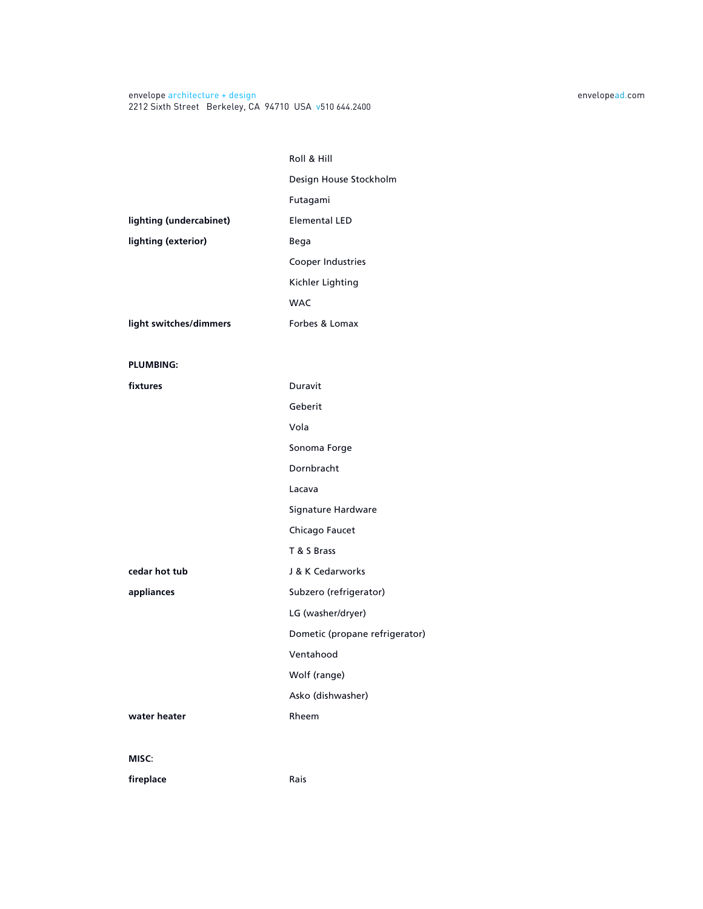| | |
|---|---|
| | Roll & Hill |
| | Design House Stockholm |
| | Futagami |
| **lighting (undercabinet)** | Elemental LED |
| **lighting (exterior)** | Bega |
| | Cooper Industries |
| | Kichler Lighting |
| | WAC |
| **light switches/dimmers** | Forbes & Lomax |

**PLUMBING:**

| | |
|---|---|
| **fixtures** | Duravit |
| | Geberit |
| | Vola |
| | Sonoma Forge |
| | Dornbracht |
| | Lacava |
| | Signature Hardware |
| | Chicago Faucet |
| | T & S Brass |
| **cedar hot tub** | J & K Cedarworks |
| **appliances** | Subzero (refrigerator) |
| | LG (washer/dryer) |
| | Dometic (propane refrigerator) |
| | Ventahood |
| | Wolf (range) |
| | Asko (dishwasher) |
| **water heater** | Rheem |

**MISC**:

| | |
|---|---|
| **fireplace** | Rais |